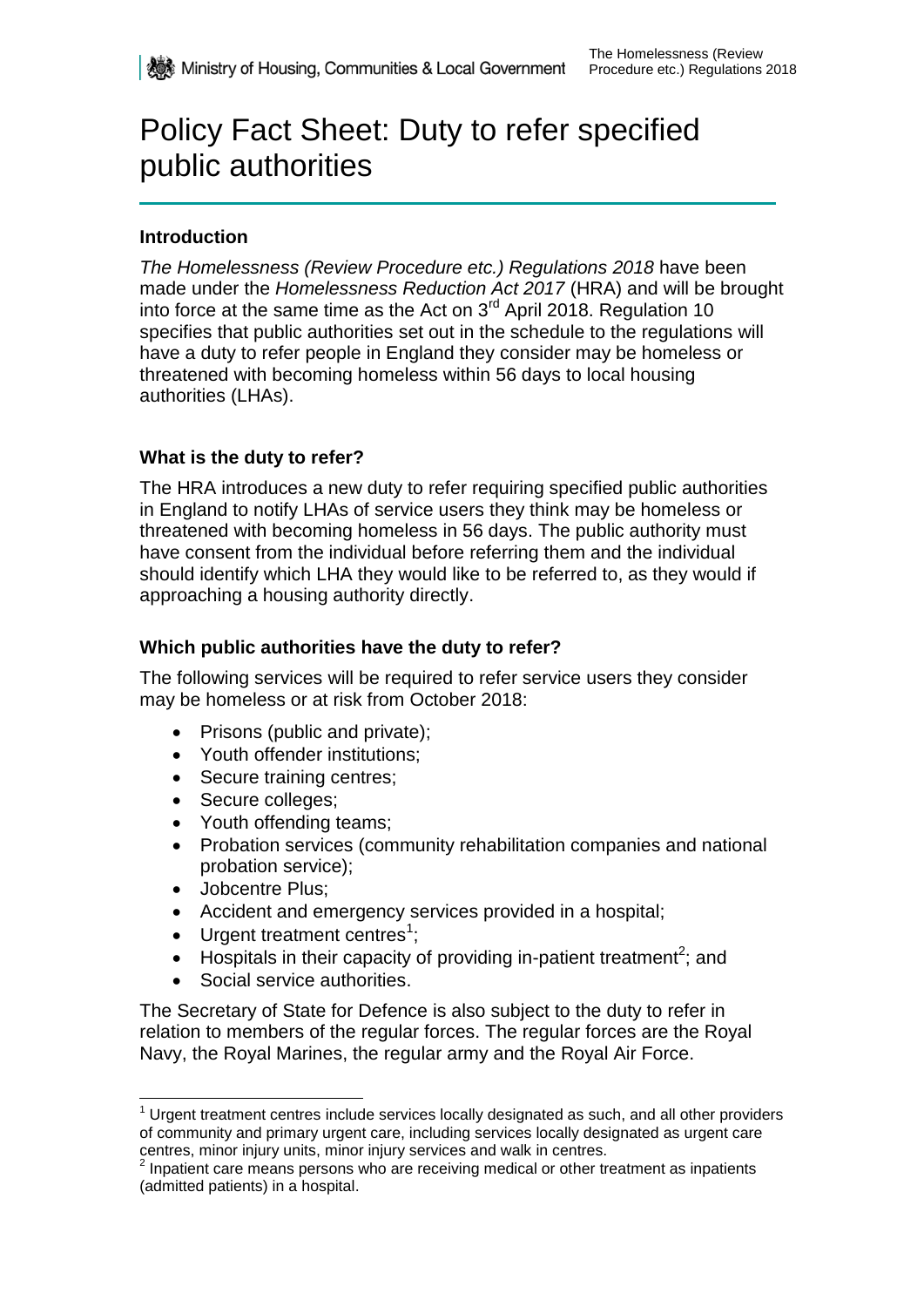# Policy Fact Sheet: Duty to refer specified public authorities

### Introduction

*The Homelessness (Review Procedure etc.) Regulations 2018* have been made under the *Homelessness Reduction Act 2017* (HRA) and will be brought into force at the same time as the Act on 3rd April 2018. Regulation 10 specifies that public authorities set out in the schedule to the regulations will have a duty to refer people in England they consider may be homeless or threatened with becoming homeless within 56 days to local housing authorities (LHAs).

### What is the duty to refer?

The HRA introduces a new duty to refer requiring specified public authorities in England to notify LHAs of service users they think may be homeless or threatened with becoming homeless in 56 days. The public authority must have consent from the individual before referring them and the individual should identify which LHA they would like to be referred to, as they would if approaching a housing authority directly.

### Which public authorities have the duty to refer?

The following services will be required to refer service users they consider may be homeless or at risk from October 2018:

- Prisons (public and private);
- Youth offender institutions;
- Secure training centres;
- Secure colleges;
- Youth offending teams;
- Probation services (community rehabilitation companies and national probation service);
- Jobcentre Plus;
- Accident and emergency services provided in a hospital;
- Urgent treatment centres[1];
- Hospitals in their capacity of providing in-patient treatment[2]; and
- Social service authorities.

The Secretary of State for Defence is also subject to the duty to refer in relation to members of the regular forces. The regular forces are the Royal Navy, the Royal Marines, the regular army and the Royal Air Force.

[1] Urgent treatment centres include services locally designated as such, and all other providers of community and primary urgent care, including services locally designated as urgent care centres, minor injury units, minor injury services and walk in centres.

[2] Inpatient care means persons who are receiving medical or other treatment as inpatients (admitted patients) in a hospital.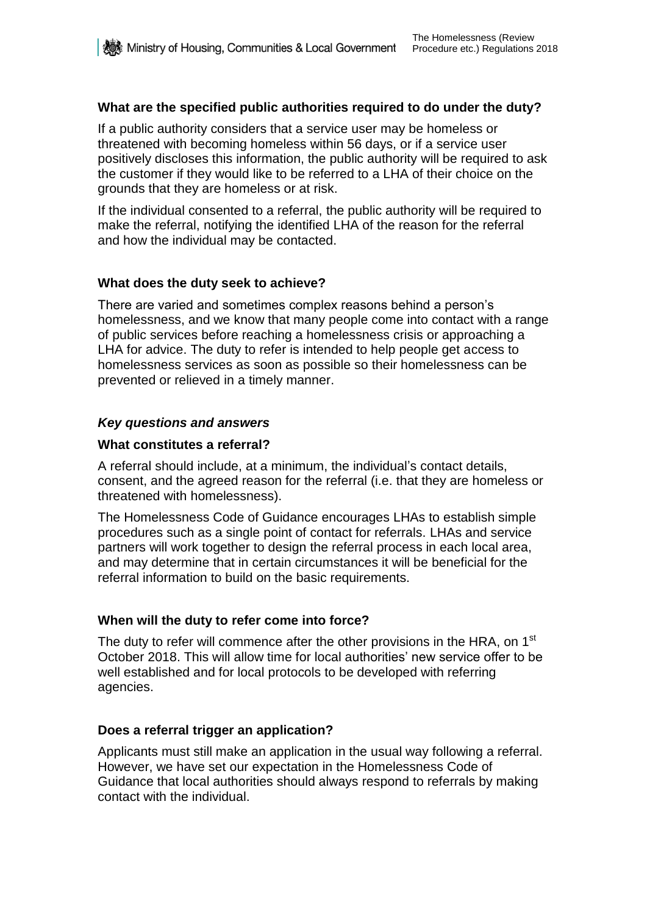### What are the specified public authorities required to do under the duty?

If a public authority considers that a service user may be homeless or threatened with becoming homeless within 56 days, or if a service user positively discloses this information, the public authority will be required to ask the customer if they would like to be referred to a LHA of their choice on the grounds that they are homeless or at risk.

If the individual consented to a referral, the public authority will be required to make the referral, notifying the identified LHA of the reason for the referral and how the individual may be contacted.

### What does the duty seek to achieve?

There are varied and sometimes complex reasons behind a person's homelessness, and we know that many people come into contact with a range of public services before reaching a homelessness crisis or approaching a LHA for advice. The duty to refer is intended to help people get access to homelessness services as soon as possible so their homelessness can be prevented or relieved in a timely manner.

## *Key questions and answers*

### What constitutes a referral?

A referral should include, at a minimum, the individual's contact details, consent, and the agreed reason for the referral (i.e. that they are homeless or threatened with homelessness).

The Homelessness Code of Guidance encourages LHAs to establish simple procedures such as a single point of contact for referrals. LHAs and service partners will work together to design the referral process in each local area, and may determine that in certain circumstances it will be beneficial for the referral information to build on the basic requirements.

### When will the duty to refer come into force?

The duty to refer will commence after the other provisions in the HRA, on 1st October 2018. This will allow time for local authorities' new service offer to be well established and for local protocols to be developed with referring agencies.

### Does a referral trigger an application?

Applicants must still make an application in the usual way following a referral. However, we have set our expectation in the Homelessness Code of Guidance that local authorities should always respond to referrals by making contact with the individual.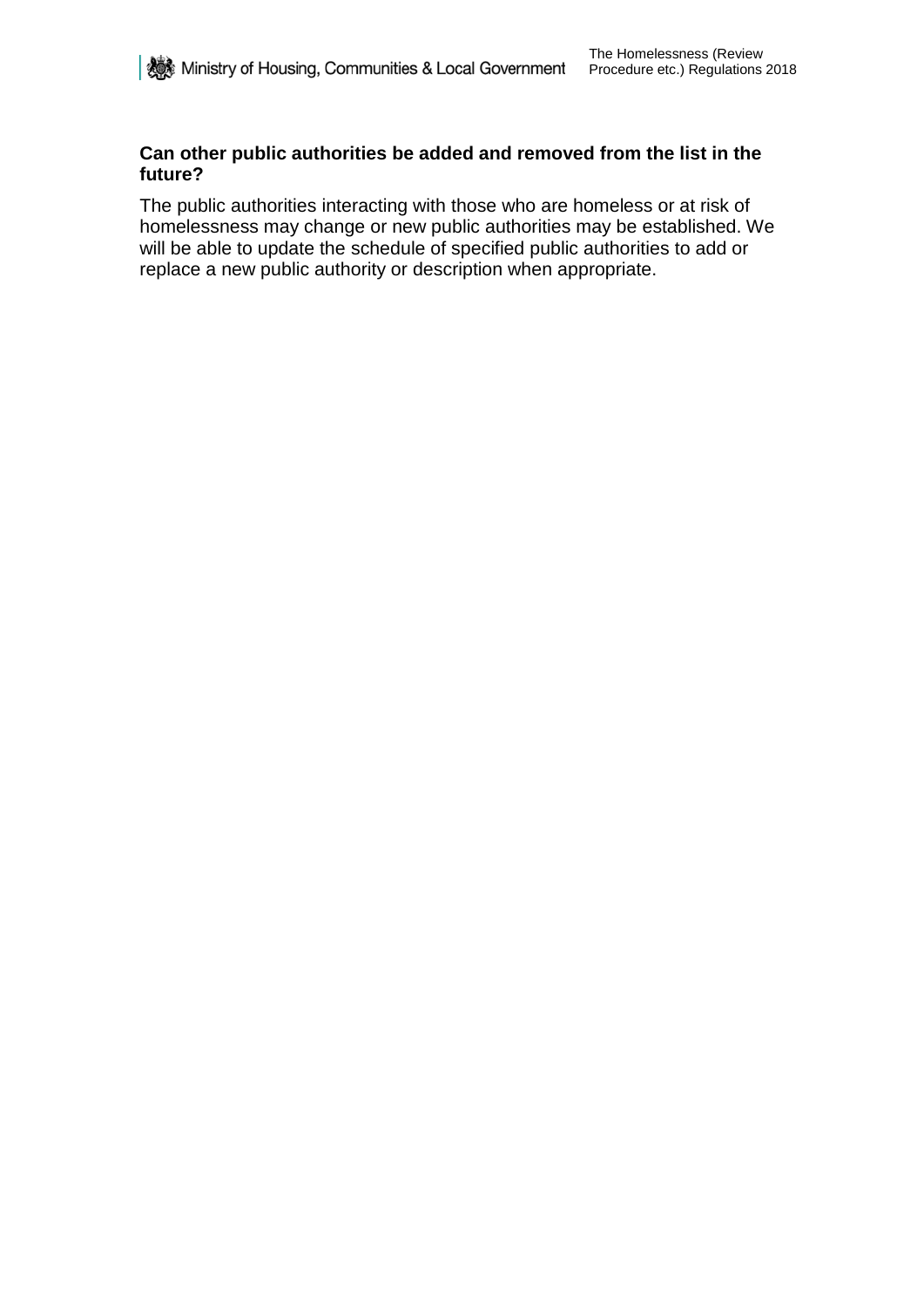**Can other public authorities be added and removed from the list in the future?**

The public authorities interacting with those who are homeless or at risk of homelessness may change or new public authorities may be established. We will be able to update the schedule of specified public authorities to add or replace a new public authority or description when appropriate.